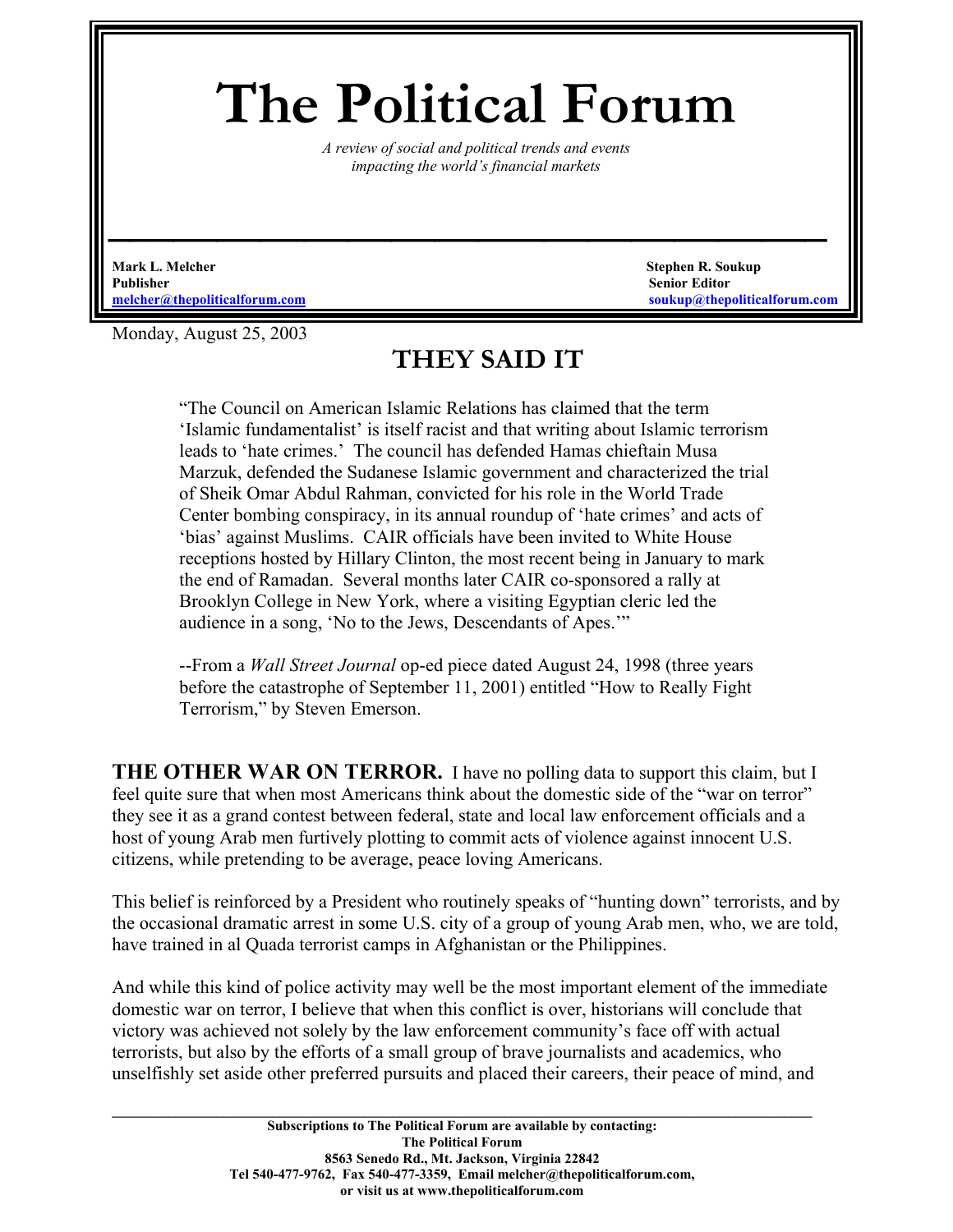# The Political Forum

*A review of social and political trends and events impacting the world's financial markets*

**Mark L. Melcher**
**Publisher**
**melcher@thepoliticalforum.com**

**Stephen R. Soukup**
**Senior Editor**
**soukup@thepoliticalforum.com**

Monday, August 25, 2003

## THEY SAID IT

> "The Council on American Islamic Relations has claimed that the term 'Islamic fundamentalist' is itself racist and that writing about Islamic terrorism leads to 'hate crimes.' The council has defended Hamas chieftain Musa Marzuk, defended the Sudanese Islamic government and characterized the trial of Sheik Omar Abdul Rahman, convicted for his role in the World Trade Center bombing conspiracy, in its annual roundup of 'hate crimes' and acts of 'bias' against Muslims. CAIR officials have been invited to White House receptions hosted by Hillary Clinton, the most recent being in January to mark the end of Ramadan. Several months later CAIR co-sponsored a rally at Brooklyn College in New York, where a visiting Egyptian cleric led the audience in a song, 'No to the Jews, Descendants of Apes.'"
>
> --From a *Wall Street Journal* op-ed piece dated August 24, 1998 (three years before the catastrophe of September 11, 2001) entitled "How to Really Fight Terrorism," by Steven Emerson.

**THE OTHER WAR ON TERROR.** I have no polling data to support this claim, but I feel quite sure that when most Americans think about the domestic side of the "war on terror" they see it as a grand contest between federal, state and local law enforcement officials and a host of young Arab men furtively plotting to commit acts of violence against innocent U.S. citizens, while pretending to be average, peace loving Americans.

This belief is reinforced by a President who routinely speaks of "hunting down" terrorists, and by the occasional dramatic arrest in some U.S. city of a group of young Arab men, who, we are told, have trained in al Quada terrorist camps in Afghanistan or the Philippines.

And while this kind of police activity may well be the most important element of the immediate domestic war on terror, I believe that when this conflict is over, historians will conclude that victory was achieved not solely by the law enforcement community's face off with actual terrorists, but also by the efforts of a small group of brave journalists and academics, who unselfishly set aside other preferred pursuits and placed their careers, their peace of mind, and

Subscriptions to The Political Forum are available by contacting:
The Political Forum
8563 Senedo Rd., Mt. Jackson, Virginia 22842
Tel 540-477-9762, Fax 540-477-3359, Email melcher@thepoliticalforum.com,
or visit us at www.thepoliticalforum.com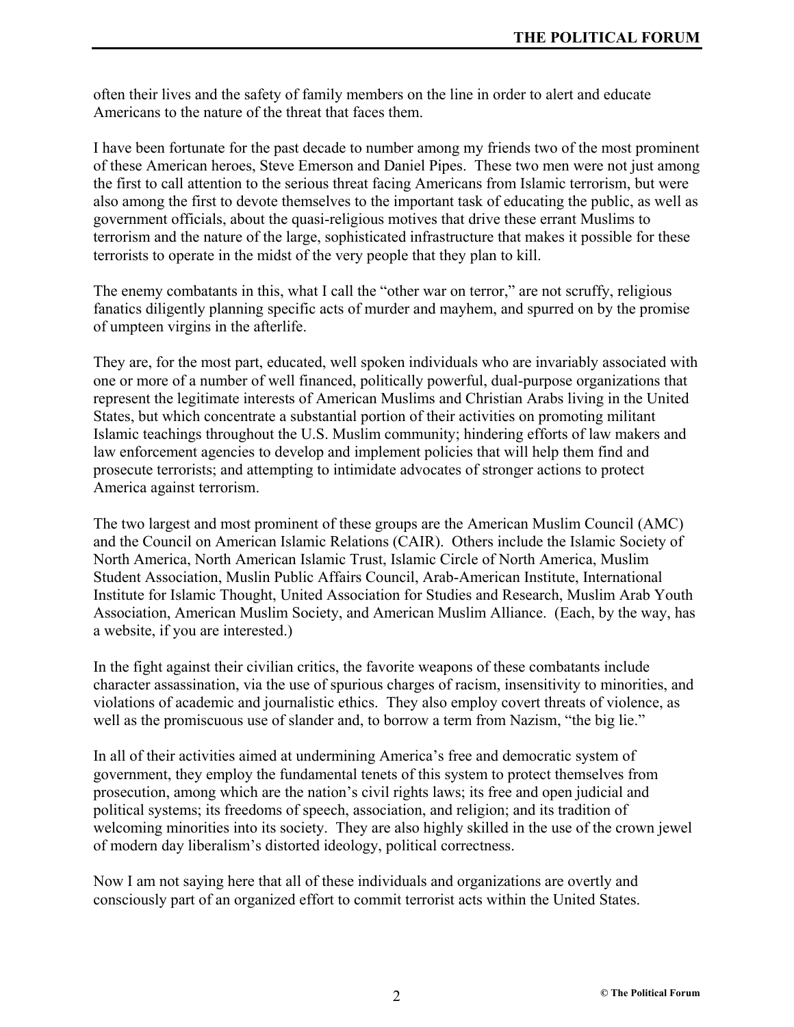often their lives and the safety of family members on the line in order to alert and educate Americans to the nature of the threat that faces them.

I have been fortunate for the past decade to number among my friends two of the most prominent of these American heroes, Steve Emerson and Daniel Pipes. These two men were not just among the first to call attention to the serious threat facing Americans from Islamic terrorism, but were also among the first to devote themselves to the important task of educating the public, as well as government officials, about the quasi-religious motives that drive these errant Muslims to terrorism and the nature of the large, sophisticated infrastructure that makes it possible for these terrorists to operate in the midst of the very people that they plan to kill.

The enemy combatants in this, what I call the "other war on terror," are not scruffy, religious fanatics diligently planning specific acts of murder and mayhem, and spurred on by the promise of umpteen virgins in the afterlife.

They are, for the most part, educated, well spoken individuals who are invariably associated with one or more of a number of well financed, politically powerful, dual-purpose organizations that represent the legitimate interests of American Muslims and Christian Arabs living in the United States, but which concentrate a substantial portion of their activities on promoting militant Islamic teachings throughout the U.S. Muslim community; hindering efforts of law makers and law enforcement agencies to develop and implement policies that will help them find and prosecute terrorists; and attempting to intimidate advocates of stronger actions to protect America against terrorism.

The two largest and most prominent of these groups are the American Muslim Council (AMC) and the Council on American Islamic Relations (CAIR). Others include the Islamic Society of North America, North American Islamic Trust, Islamic Circle of North America, Muslim Student Association, Muslin Public Affairs Council, Arab-American Institute, International Institute for Islamic Thought, United Association for Studies and Research, Muslim Arab Youth Association, American Muslim Society, and American Muslim Alliance. (Each, by the way, has a website, if you are interested.)

In the fight against their civilian critics, the favorite weapons of these combatants include character assassination, via the use of spurious charges of racism, insensitivity to minorities, and violations of academic and journalistic ethics. They also employ covert threats of violence, as well as the promiscuous use of slander and, to borrow a term from Nazism, "the big lie."

In all of their activities aimed at undermining America's free and democratic system of government, they employ the fundamental tenets of this system to protect themselves from prosecution, among which are the nation's civil rights laws; its free and open judicial and political systems; its freedoms of speech, association, and religion; and its tradition of welcoming minorities into its society. They are also highly skilled in the use of the crown jewel of modern day liberalism's distorted ideology, political correctness.

Now I am not saying here that all of these individuals and organizations are overtly and consciously part of an organized effort to commit terrorist acts within the United States.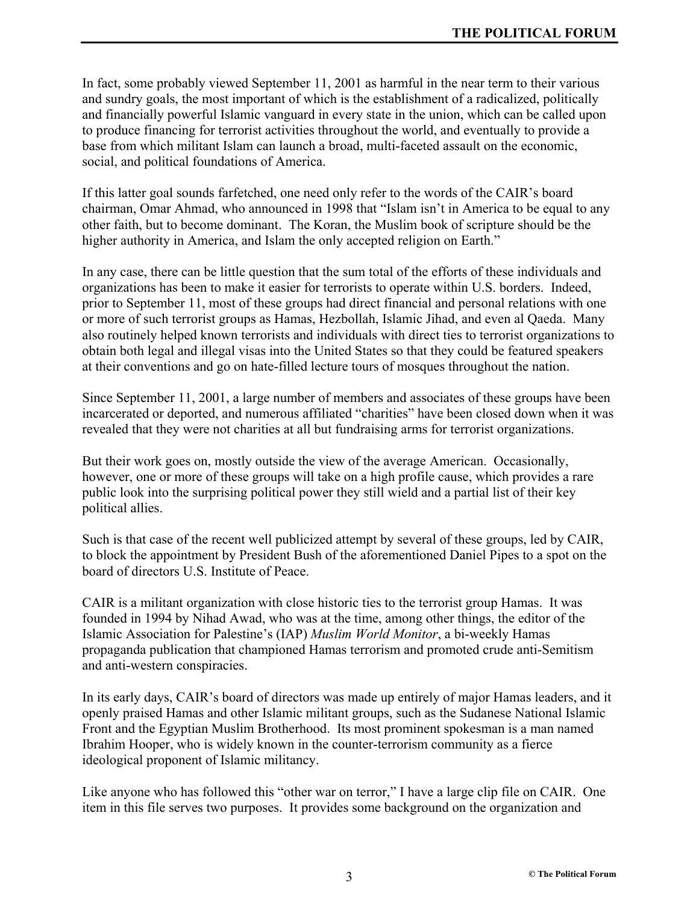In fact, some probably viewed September 11, 2001 as harmful in the near term to their various and sundry goals, the most important of which is the establishment of a radicalized, politically and financially powerful Islamic vanguard in every state in the union, which can be called upon to produce financing for terrorist activities throughout the world, and eventually to provide a base from which militant Islam can launch a broad, multi-faceted assault on the economic, social, and political foundations of America.

If this latter goal sounds farfetched, one need only refer to the words of the CAIR's board chairman, Omar Ahmad, who announced in 1998 that "Islam isn't in America to be equal to any other faith, but to become dominant. The Koran, the Muslim book of scripture should be the higher authority in America, and Islam the only accepted religion on Earth."

In any case, there can be little question that the sum total of the efforts of these individuals and organizations has been to make it easier for terrorists to operate within U.S. borders. Indeed, prior to September 11, most of these groups had direct financial and personal relations with one or more of such terrorist groups as Hamas, Hezbollah, Islamic Jihad, and even al Qaeda. Many also routinely helped known terrorists and individuals with direct ties to terrorist organizations to obtain both legal and illegal visas into the United States so that they could be featured speakers at their conventions and go on hate-filled lecture tours of mosques throughout the nation.

Since September 11, 2001, a large number of members and associates of these groups have been incarcerated or deported, and numerous affiliated "charities" have been closed down when it was revealed that they were not charities at all but fundraising arms for terrorist organizations.

But their work goes on, mostly outside the view of the average American. Occasionally, however, one or more of these groups will take on a high profile cause, which provides a rare public look into the surprising political power they still wield and a partial list of their key political allies.

Such is that case of the recent well publicized attempt by several of these groups, led by CAIR, to block the appointment by President Bush of the aforementioned Daniel Pipes to a spot on the board of directors U.S. Institute of Peace.

CAIR is a militant organization with close historic ties to the terrorist group Hamas. It was founded in 1994 by Nihad Awad, who was at the time, among other things, the editor of the Islamic Association for Palestine's (IAP) *Muslim World Monitor*, a bi-weekly Hamas propaganda publication that championed Hamas terrorism and promoted crude anti-Semitism and anti-western conspiracies.

In its early days, CAIR's board of directors was made up entirely of major Hamas leaders, and it openly praised Hamas and other Islamic militant groups, such as the Sudanese National Islamic Front and the Egyptian Muslim Brotherhood. Its most prominent spokesman is a man named Ibrahim Hooper, who is widely known in the counter-terrorism community as a fierce ideological proponent of Islamic militancy.

Like anyone who has followed this "other war on terror," I have a large clip file on CAIR. One item in this file serves two purposes. It provides some background on the organization and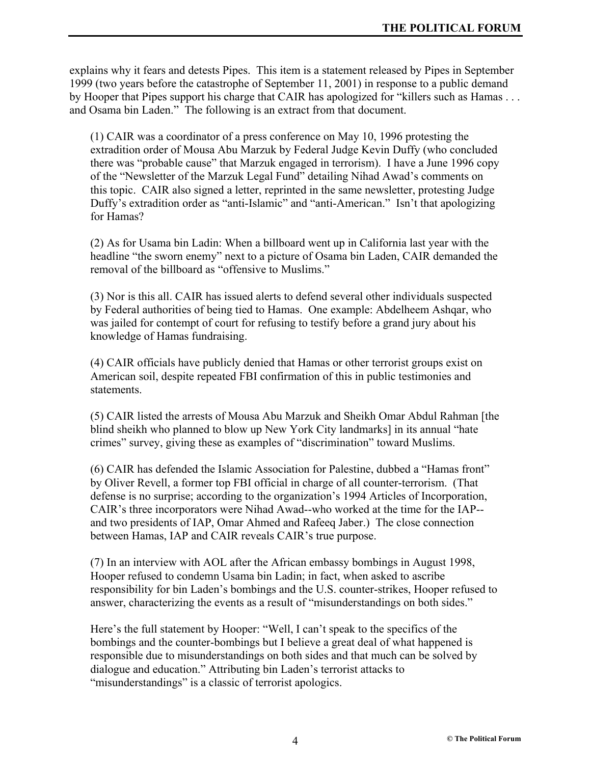explains why it fears and detests Pipes. This item is a statement released by Pipes in September 1999 (two years before the catastrophe of September 11, 2001) in response to a public demand by Hooper that Pipes support his charge that CAIR has apologized for "killers such as Hamas . . . and Osama bin Laden." The following is an extract from that document.

> (1) CAIR was a coordinator of a press conference on May 10, 1996 protesting the extradition order of Mousa Abu Marzuk by Federal Judge Kevin Duffy (who concluded there was "probable cause" that Marzuk engaged in terrorism). I have a June 1996 copy of the "Newsletter of the Marzuk Legal Fund" detailing Nihad Awad's comments on this topic. CAIR also signed a letter, reprinted in the same newsletter, protesting Judge Duffy's extradition order as "anti-Islamic" and "anti-American." Isn't that apologizing for Hamas?
>
> (2) As for Usama bin Ladin: When a billboard went up in California last year with the headline "the sworn enemy" next to a picture of Osama bin Laden, CAIR demanded the removal of the billboard as "offensive to Muslims."
>
> (3) Nor is this all. CAIR has issued alerts to defend several other individuals suspected by Federal authorities of being tied to Hamas. One example: Abdelheem Ashqar, who was jailed for contempt of court for refusing to testify before a grand jury about his knowledge of Hamas fundraising.
>
> (4) CAIR officials have publicly denied that Hamas or other terrorist groups exist on American soil, despite repeated FBI confirmation of this in public testimonies and statements.
>
> (5) CAIR listed the arrests of Mousa Abu Marzuk and Sheikh Omar Abdul Rahman [the blind sheikh who planned to blow up New York City landmarks] in its annual "hate crimes" survey, giving these as examples of "discrimination" toward Muslims.
>
> (6) CAIR has defended the Islamic Association for Palestine, dubbed a "Hamas front" by Oliver Revell, a former top FBI official in charge of all counter-terrorism. (That defense is no surprise; according to the organization's 1994 Articles of Incorporation, CAIR's three incorporators were Nihad Awad--who worked at the time for the IAP--and two presidents of IAP, Omar Ahmed and Rafeeq Jaber.) The close connection between Hamas, IAP and CAIR reveals CAIR's true purpose.
>
> (7) In an interview with AOL after the African embassy bombings in August 1998, Hooper refused to condemn Usama bin Ladin; in fact, when asked to ascribe responsibility for bin Laden's bombings and the U.S. counter-strikes, Hooper refused to answer, characterizing the events as a result of "misunderstandings on both sides."
>
> Here's the full statement by Hooper: "Well, I can't speak to the specifics of the bombings and the counter-bombings but I believe a great deal of what happened is responsible due to misunderstandings on both sides and that much can be solved by dialogue and education." Attributing bin Laden's terrorist attacks to "misunderstandings" is a classic of terrorist apologics.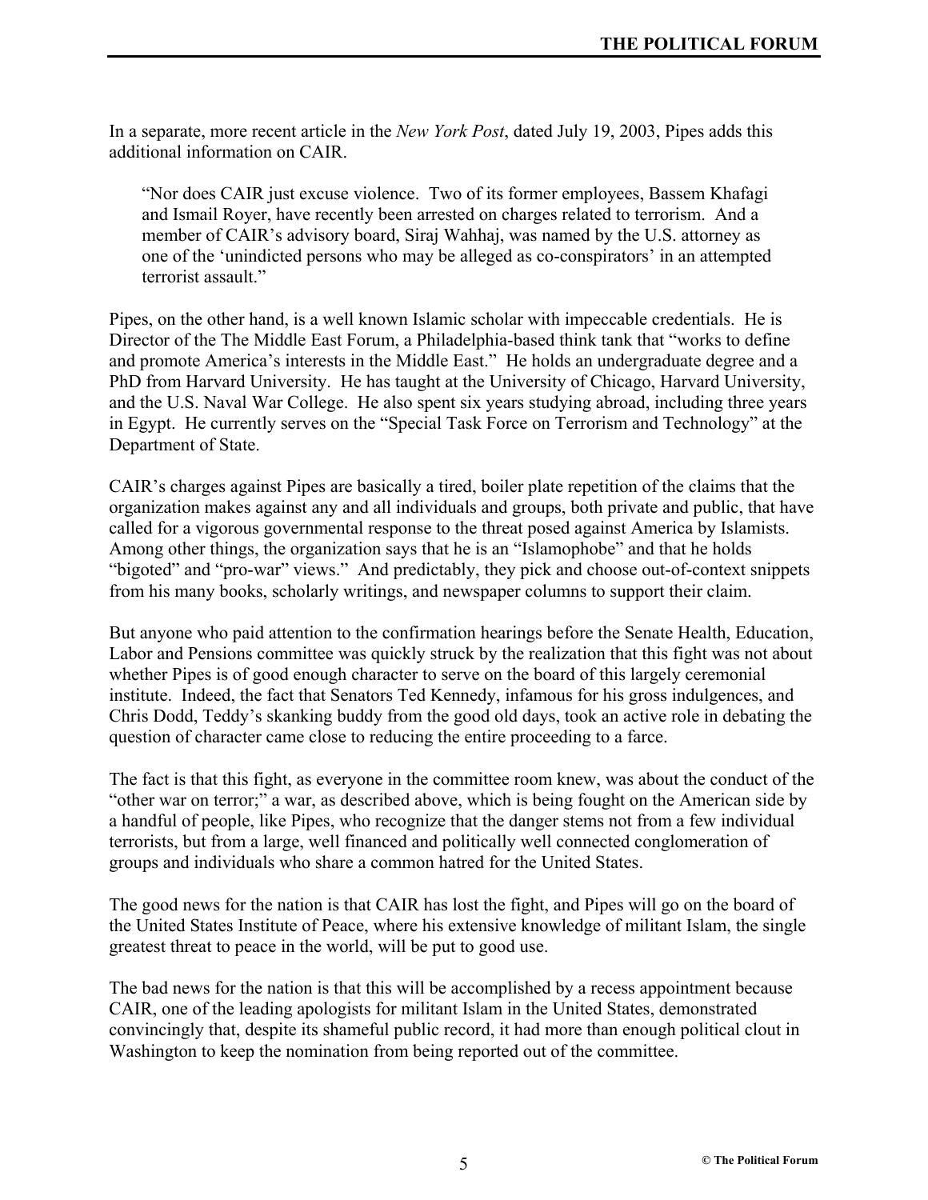In a separate, more recent article in the *New York Post*, dated July 19, 2003, Pipes adds this additional information on CAIR.

> "Nor does CAIR just excuse violence. Two of its former employees, Bassem Khafagi and Ismail Royer, have recently been arrested on charges related to terrorism. And a member of CAIR's advisory board, Siraj Wahhaj, was named by the U.S. attorney as one of the 'unindicted persons who may be alleged as co-conspirators' in an attempted terrorist assault."

Pipes, on the other hand, is a well known Islamic scholar with impeccable credentials. He is Director of the The Middle East Forum, a Philadelphia-based think tank that "works to define and promote America's interests in the Middle East." He holds an undergraduate degree and a PhD from Harvard University. He has taught at the University of Chicago, Harvard University, and the U.S. Naval War College. He also spent six years studying abroad, including three years in Egypt. He currently serves on the "Special Task Force on Terrorism and Technology" at the Department of State.

CAIR's charges against Pipes are basically a tired, boiler plate repetition of the claims that the organization makes against any and all individuals and groups, both private and public, that have called for a vigorous governmental response to the threat posed against America by Islamists. Among other things, the organization says that he is an "Islamophobe" and that he holds "bigoted" and "pro-war" views." And predictably, they pick and choose out-of-context snippets from his many books, scholarly writings, and newspaper columns to support their claim.

But anyone who paid attention to the confirmation hearings before the Senate Health, Education, Labor and Pensions committee was quickly struck by the realization that this fight was not about whether Pipes is of good enough character to serve on the board of this largely ceremonial institute. Indeed, the fact that Senators Ted Kennedy, infamous for his gross indulgences, and Chris Dodd, Teddy's skanking buddy from the good old days, took an active role in debating the question of character came close to reducing the entire proceeding to a farce.

The fact is that this fight, as everyone in the committee room knew, was about the conduct of the "other war on terror;" a war, as described above, which is being fought on the American side by a handful of people, like Pipes, who recognize that the danger stems not from a few individual terrorists, but from a large, well financed and politically well connected conglomeration of groups and individuals who share a common hatred for the United States.

The good news for the nation is that CAIR has lost the fight, and Pipes will go on the board of the United States Institute of Peace, where his extensive knowledge of militant Islam, the single greatest threat to peace in the world, will be put to good use.

The bad news for the nation is that this will be accomplished by a recess appointment because CAIR, one of the leading apologists for militant Islam in the United States, demonstrated convincingly that, despite its shameful public record, it had more than enough political clout in Washington to keep the nomination from being reported out of the committee.